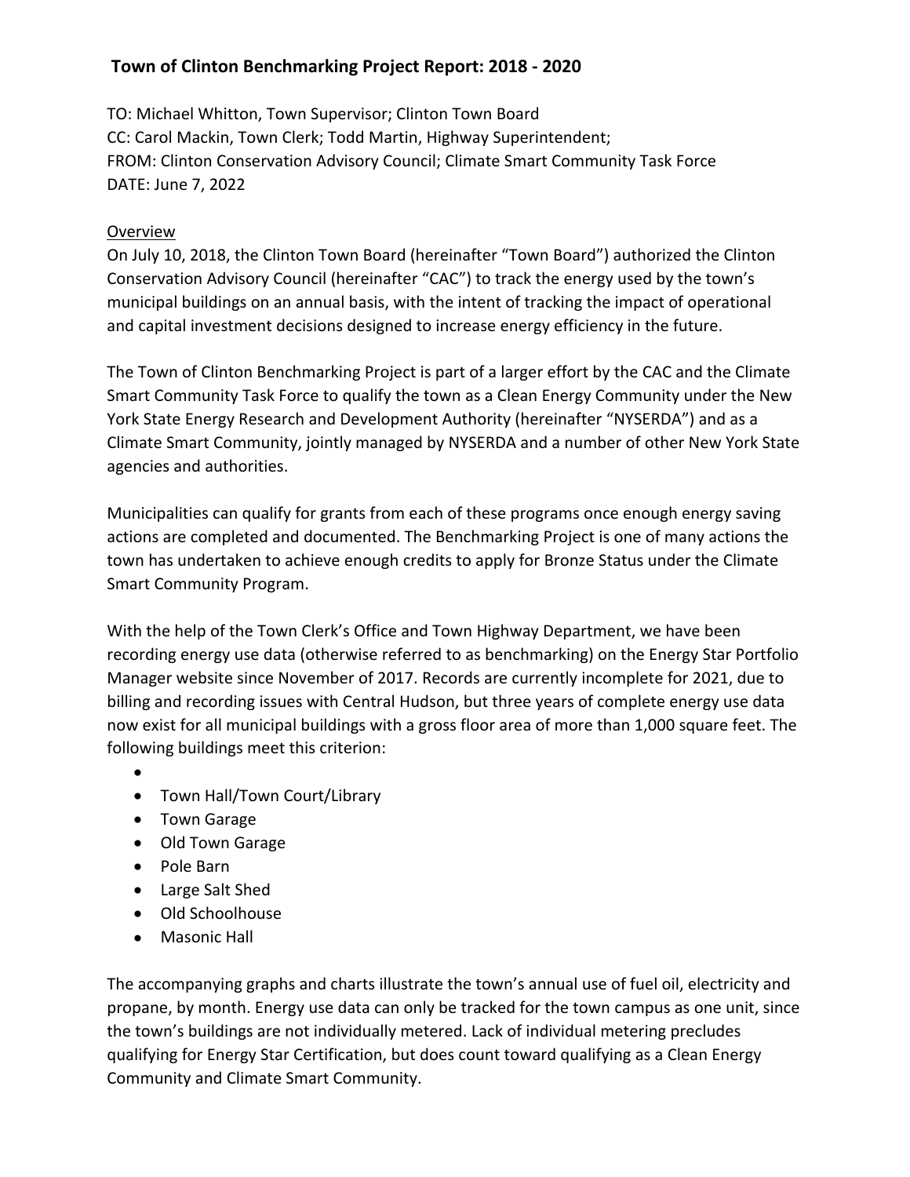## Town of Clinton Benchmarking Project Report: 2018 - 2020

TO: Michael Whitton, Town Supervisor; Clinton Town Board
CC: Carol Mackin, Town Clerk; Todd Martin, Highway Superintendent;
FROM: Clinton Conservation Advisory Council; Climate Smart Community Task Force
DATE: June 7, 2022

### Overview

On July 10, 2018, the Clinton Town Board (hereinafter "Town Board") authorized the Clinton Conservation Advisory Council (hereinafter "CAC") to track the energy used by the town's municipal buildings on an annual basis, with the intent of tracking the impact of operational and capital investment decisions designed to increase energy efficiency in the future.

The Town of Clinton Benchmarking Project is part of a larger effort by the CAC and the Climate Smart Community Task Force to qualify the town as a Clean Energy Community under the New York State Energy Research and Development Authority (hereinafter "NYSERDA") and as a Climate Smart Community, jointly managed by NYSERDA and a number of other New York State agencies and authorities.

Municipalities can qualify for grants from each of these programs once enough energy saving actions are completed and documented. The Benchmarking Project is one of many actions the town has undertaken to achieve enough credits to apply for Bronze Status under the Climate Smart Community Program.

With the help of the Town Clerk's Office and Town Highway Department, we have been recording energy use data (otherwise referred to as benchmarking) on the Energy Star Portfolio Manager website since November of 2017. Records are currently incomplete for 2021, due to billing and recording issues with Central Hudson, but three years of complete energy use data now exist for all municipal buildings with a gross floor area of more than 1,000 square feet. The following buildings meet this criterion:

- Town Hall/Town Court/Library
- Town Garage
- Old Town Garage
- Pole Barn
- Large Salt Shed
- Old Schoolhouse
- Masonic Hall

The accompanying graphs and charts illustrate the town's annual use of fuel oil, electricity and propane, by month. Energy use data can only be tracked for the town campus as one unit, since the town's buildings are not individually metered. Lack of individual metering precludes qualifying for Energy Star Certification, but does count toward qualifying as a Clean Energy Community and Climate Smart Community.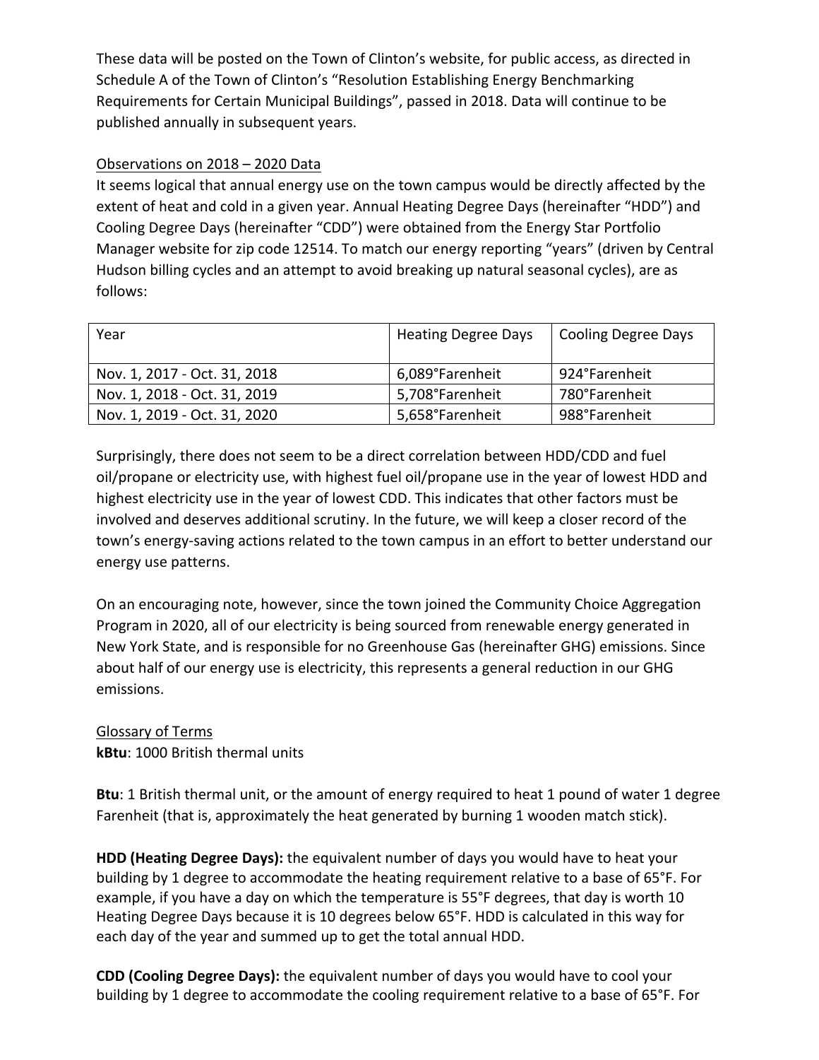These data will be posted on the Town of Clinton's website, for public access, as directed in Schedule A of the Town of Clinton's "Resolution Establishing Energy Benchmarking Requirements for Certain Municipal Buildings", passed in 2018. Data will continue to be published annually in subsequent years.

Observations on 2018 – 2020 Data

It seems logical that annual energy use on the town campus would be directly affected by the extent of heat and cold in a given year. Annual Heating Degree Days (hereinafter "HDD") and Cooling Degree Days (hereinafter "CDD") were obtained from the Energy Star Portfolio Manager website for zip code 12514. To match our energy reporting "years" (driven by Central Hudson billing cycles and an attempt to avoid breaking up natural seasonal cycles), are as follows:

| Year | Heating Degree Days | Cooling Degree Days |
|---|---|---|
| Nov. 1, 2017 - Oct. 31, 2018 | 6,089°Farenheit | 924°Farenheit |
| Nov. 1, 2018 - Oct. 31, 2019 | 5,708°Farenheit | 780°Farenheit |
| Nov. 1, 2019 - Oct. 31, 2020 | 5,658°Farenheit | 988°Farenheit |

Surprisingly, there does not seem to be a direct correlation between HDD/CDD and fuel oil/propane or electricity use, with highest fuel oil/propane use in the year of lowest HDD and highest electricity use in the year of lowest CDD. This indicates that other factors must be involved and deserves additional scrutiny. In the future, we will keep a closer record of the town's energy-saving actions related to the town campus in an effort to better understand our energy use patterns.

On an encouraging note, however, since the town joined the Community Choice Aggregation Program in 2020, all of our electricity is being sourced from renewable energy generated in New York State, and is responsible for no Greenhouse Gas (hereinafter GHG) emissions. Since about half of our energy use is electricity, this represents a general reduction in our GHG emissions.

Glossary of Terms

**kBtu**: 1000 British thermal units

**Btu**: 1 British thermal unit, or the amount of energy required to heat 1 pound of water 1 degree Farenheit (that is, approximately the heat generated by burning 1 wooden match stick).

**HDD (Heating Degree Days):** the equivalent number of days you would have to heat your building by 1 degree to accommodate the heating requirement relative to a base of 65°F. For example, if you have a day on which the temperature is 55°F degrees, that day is worth 10 Heating Degree Days because it is 10 degrees below 65°F. HDD is calculated in this way for each day of the year and summed up to get the total annual HDD.

**CDD (Cooling Degree Days):** the equivalent number of days you would have to cool your building by 1 degree to accommodate the cooling requirement relative to a base of 65°F. For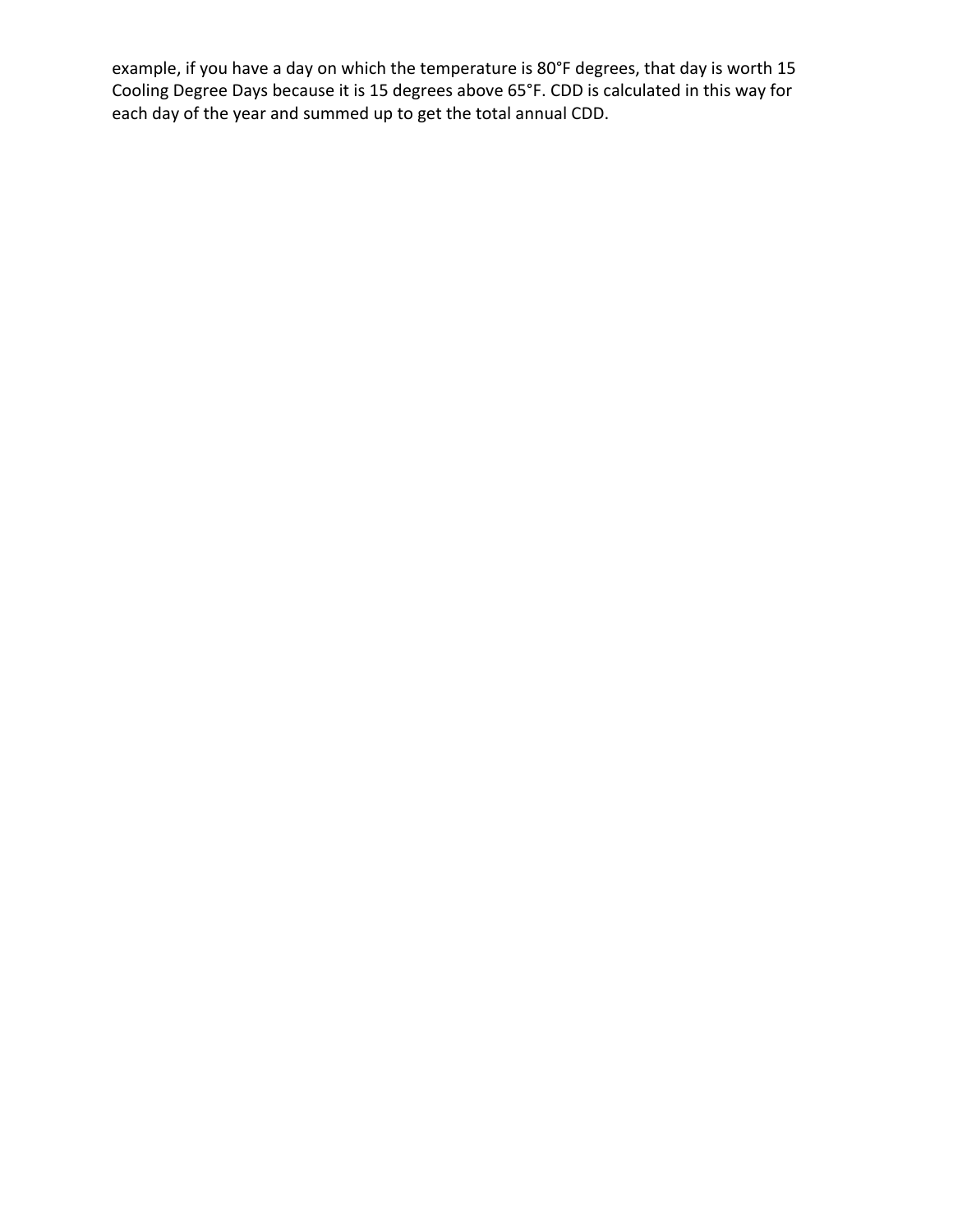example, if you have a day on which the temperature is 80°F degrees, that day is worth 15 Cooling Degree Days because it is 15 degrees above 65°F. CDD is calculated in this way for each day of the year and summed up to get the total annual CDD.